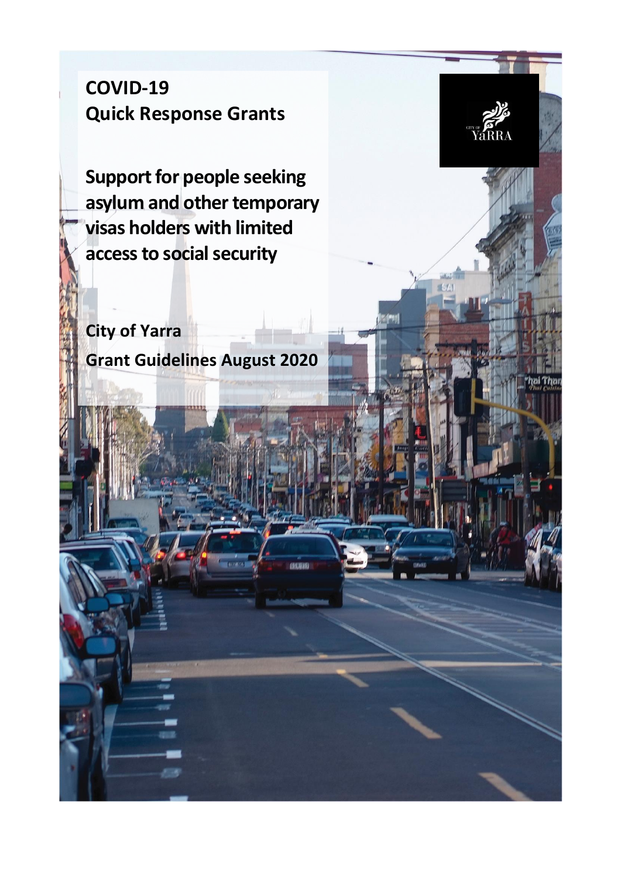# COVID-19
# Quick Response Grants

## Support for people seeking asylum and other temporary visas holders with limited access to social security

**City of Yarra**

**Grant Guidelines August 2020**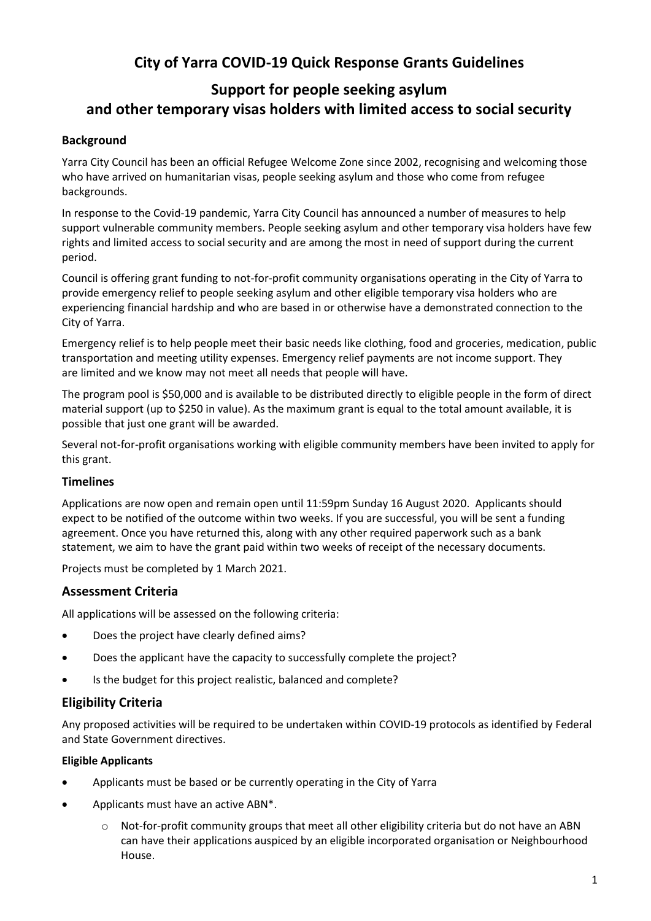# City of Yarra COVID-19 Quick Response Grants Guidelines

## Support for people seeking asylum and other temporary visas holders with limited access to social security

### Background

Yarra City Council has been an official Refugee Welcome Zone since 2002, recognising and welcoming those who have arrived on humanitarian visas, people seeking asylum and those who come from refugee backgrounds.

In response to the Covid-19 pandemic, Yarra City Council has announced a number of measures to help support vulnerable community members. People seeking asylum and other temporary visa holders have few rights and limited access to social security and are among the most in need of support during the current period.

Council is offering grant funding to not-for-profit community organisations operating in the City of Yarra to provide emergency relief to people seeking asylum and other eligible temporary visa holders who are experiencing financial hardship and who are based in or otherwise have a demonstrated connection to the City of Yarra.

Emergency relief is to help people meet their basic needs like clothing, food and groceries, medication, public transportation and meeting utility expenses. Emergency relief payments are not income support. They are limited and we know may not meet all needs that people will have.

The program pool is $50,000 and is available to be distributed directly to eligible people in the form of direct material support (up to $250 in value). As the maximum grant is equal to the total amount available, it is possible that just one grant will be awarded.

Several not-for-profit organisations working with eligible community members have been invited to apply for this grant.

### Timelines

Applications are now open and remain open until 11:59pm Sunday 16 August 2020. Applicants should expect to be notified of the outcome within two weeks. If you are successful, you will be sent a funding agreement. Once you have returned this, along with any other required paperwork such as a bank statement, we aim to have the grant paid within two weeks of receipt of the necessary documents.

Projects must be completed by 1 March 2021.

### Assessment Criteria

All applications will be assessed on the following criteria:

- Does the project have clearly defined aims?
- Does the applicant have the capacity to successfully complete the project?
- Is the budget for this project realistic, balanced and complete?

### Eligibility Criteria

Any proposed activities will be required to be undertaken within COVID-19 protocols as identified by Federal and State Government directives.

#### Eligible Applicants

- Applicants must be based or be currently operating in the City of Yarra
- Applicants must have an active ABN*.
  - Not-for-profit community groups that meet all other eligibility criteria but do not have an ABN can have their applications auspiced by an eligible incorporated organisation or Neighbourhood House.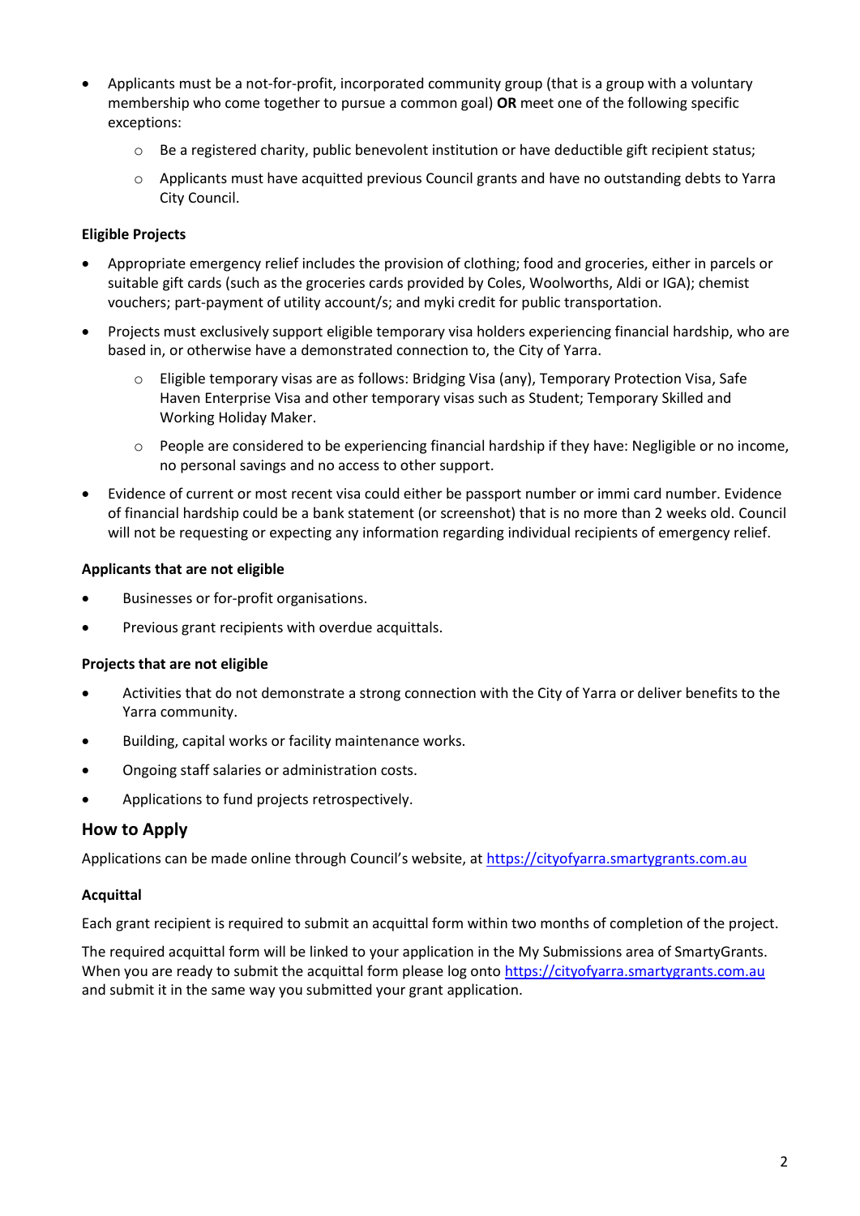- Applicants must be a not-for-profit, incorporated community group (that is a group with a voluntary membership who come together to pursue a common goal) **OR** meet one of the following specific exceptions:
  - Be a registered charity, public benevolent institution or have deductible gift recipient status;
  - Applicants must have acquitted previous Council grants and have no outstanding debts to Yarra City Council.

**Eligible Projects**

- Appropriate emergency relief includes the provision of clothing; food and groceries, either in parcels or suitable gift cards (such as the groceries cards provided by Coles, Woolworths, Aldi or IGA); chemist vouchers; part-payment of utility account/s; and myki credit for public transportation.
- Projects must exclusively support eligible temporary visa holders experiencing financial hardship, who are based in, or otherwise have a demonstrated connection to, the City of Yarra.
  - Eligible temporary visas are as follows: Bridging Visa (any), Temporary Protection Visa, Safe Haven Enterprise Visa and other temporary visas such as Student; Temporary Skilled and Working Holiday Maker.
  - People are considered to be experiencing financial hardship if they have: Negligible or no income, no personal savings and no access to other support.
- Evidence of current or most recent visa could either be passport number or immi card number. Evidence of financial hardship could be a bank statement (or screenshot) that is no more than 2 weeks old. Council will not be requesting or expecting any information regarding individual recipients of emergency relief.

**Applicants that are not eligible**

- Businesses or for-profit organisations.
- Previous grant recipients with overdue acquittals.

**Projects that are not eligible**

- Activities that do not demonstrate a strong connection with the City of Yarra or deliver benefits to the Yarra community.
- Building, capital works or facility maintenance works.
- Ongoing staff salaries or administration costs.
- Applications to fund projects retrospectively.

## How to Apply

Applications can be made online through Council's website, at https://cityofyarra.smartygrants.com.au

**Acquittal**

Each grant recipient is required to submit an acquittal form within two months of completion of the project.

The required acquittal form will be linked to your application in the My Submissions area of SmartyGrants. When you are ready to submit the acquittal form please log onto https://cityofyarra.smartygrants.com.au and submit it in the same way you submitted your grant application.